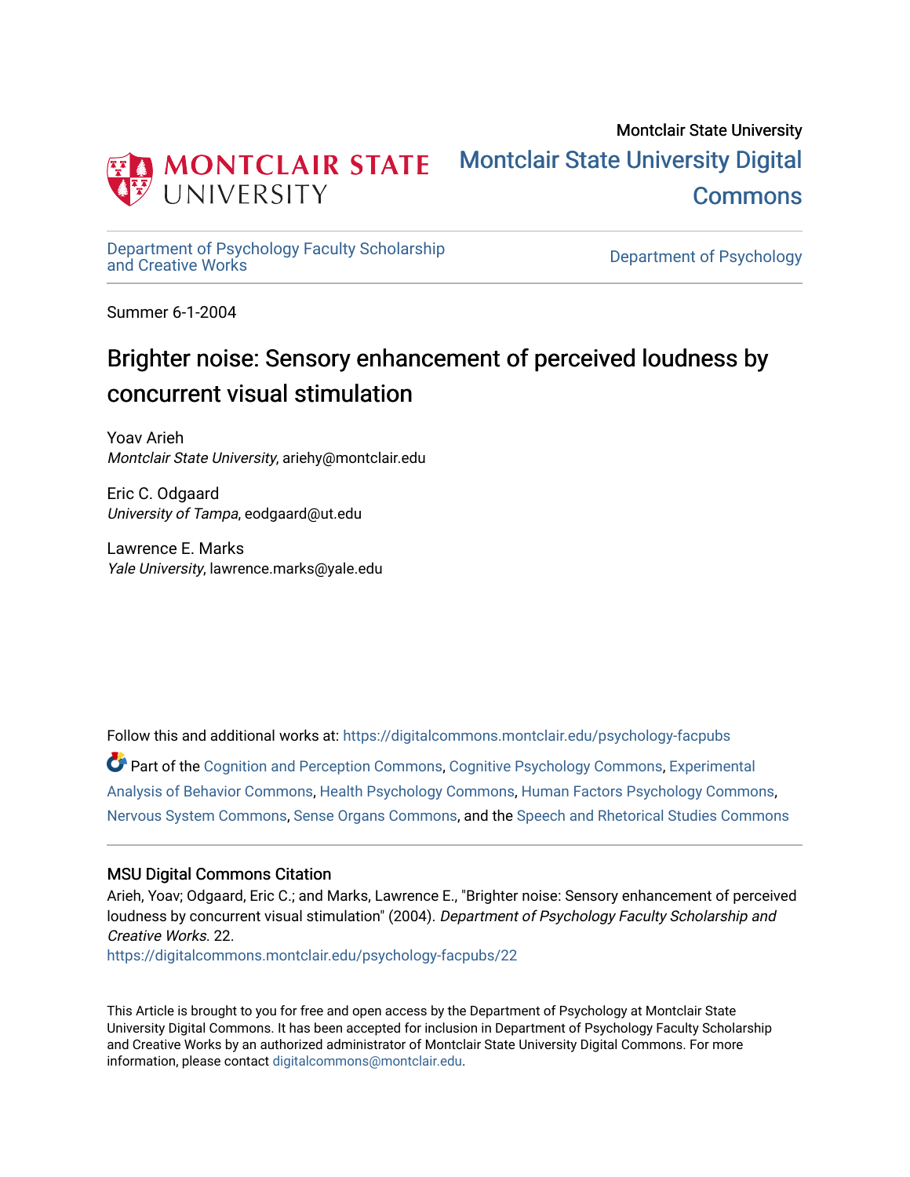Montclair State University

# Montclair State University Digital Commons

Department of Psychology Faculty Scholarship and Creative Works

Department of Psychology

Summer 6-1-2004

## Brighter noise: Sensory enhancement of perceived loudness by concurrent visual stimulation

Yoav Arieh
*Montclair State University*, ariehy@montclair.edu

Eric C. Odgaard
*University of Tampa*, eodgaard@ut.edu

Lawrence E. Marks
*Yale University*, lawrence.marks@yale.edu

Follow this and additional works at: https://digitalcommons.montclair.edu/psychology-facpubs

Part of the Cognition and Perception Commons, Cognitive Psychology Commons, Experimental Analysis of Behavior Commons, Health Psychology Commons, Human Factors Psychology Commons, Nervous System Commons, Sense Organs Commons, and the Speech and Rhetorical Studies Commons

### MSU Digital Commons Citation

Arieh, Yoav; Odgaard, Eric C.; and Marks, Lawrence E., "Brighter noise: Sensory enhancement of perceived loudness by concurrent visual stimulation" (2004). *Department of Psychology Faculty Scholarship and Creative Works*. 22.
https://digitalcommons.montclair.edu/psychology-facpubs/22

This Article is brought to you for free and open access by the Department of Psychology at Montclair State University Digital Commons. It has been accepted for inclusion in Department of Psychology Faculty Scholarship and Creative Works by an authorized administrator of Montclair State University Digital Commons. For more information, please contact digitalcommons@montclair.edu.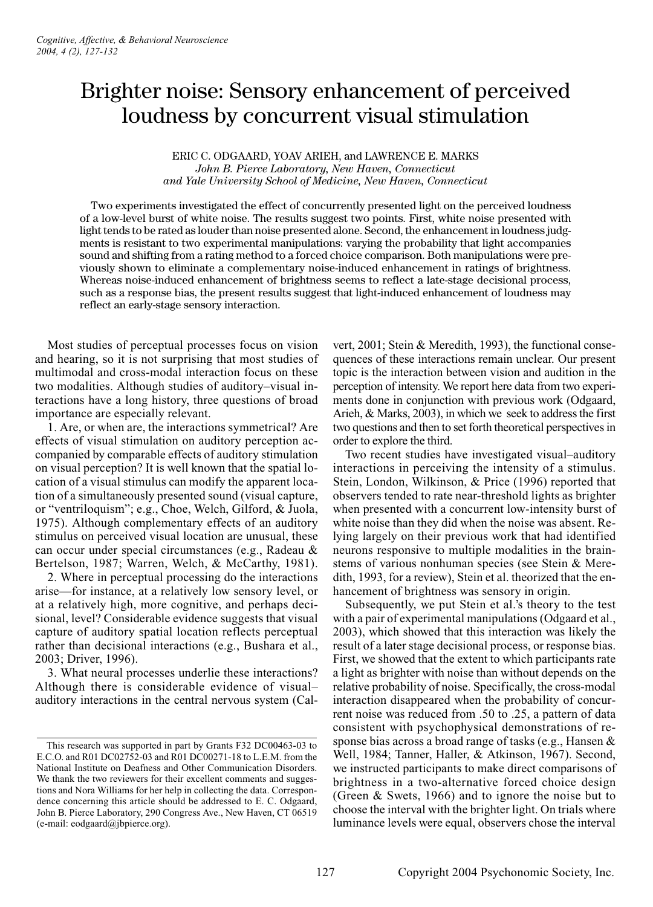# Brighter noise: Sensory enhancement of perceived loudness by concurrent visual stimulation

ERIC C. ODGAARD, YOAV ARIEH, and LAWRENCE E. MARKS
*John B. Pierce Laboratory, New Haven, Connecticut*
*and Yale University School of Medicine, New Haven, Connecticut*

Two experiments investigated the effect of concurrently presented light on the perceived loudness of a low-level burst of white noise. The results suggest two points. First, white noise presented with light tends to be rated as louder than noise presented alone. Second, the enhancement in loudness judgments is resistant to two experimental manipulations: varying the probability that light accompanies sound and shifting from a rating method to a forced choice comparison. Both manipulations were previously shown to eliminate a complementary noise-induced enhancement in ratings of brightness. Whereas noise-induced enhancement of brightness seems to reflect a late-stage decisional process, such as a response bias, the present results suggest that light-induced enhancement of loudness may reflect an early-stage sensory interaction.

Most studies of perceptual processes focus on vision and hearing, so it is not surprising that most studies of multimodal and cross-modal interaction focus on these two modalities. Although studies of auditory–visual interactions have a long history, three questions of broad importance are especially relevant.

1. Are, or when are, the interactions symmetrical? Are effects of visual stimulation on auditory perception accompanied by comparable effects of auditory stimulation on visual perception? It is well known that the spatial location of a visual stimulus can modify the apparent location of a simultaneously presented sound (visual capture, or "ventriloquism"; e.g., Choe, Welch, Gilford, & Juola, 1975). Although complementary effects of an auditory stimulus on perceived visual location are unusual, these can occur under special circumstances (e.g., Radeau & Bertelson, 1987; Warren, Welch, & McCarthy, 1981).

2. Where in perceptual processing do the interactions arise—for instance, at a relatively low sensory level, or at a relatively high, more cognitive, and perhaps decisional, level? Considerable evidence suggests that visual capture of auditory spatial location reflects perceptual rather than decisional interactions (e.g., Bushara et al., 2003; Driver, 1996).

3. What neural processes underlie these interactions? Although there is considerable evidence of visual–auditory interactions in the central nervous system (Calvert, 2001; Stein & Meredith, 1993), the functional consequences of these interactions remain unclear. Our present topic is the interaction between vision and audition in the perception of intensity. We report here data from two experiments done in conjunction with previous work (Odgaard, Arieh, & Marks, 2003), in which we seek to address the first two questions and then to set forth theoretical perspectives in order to explore the third.

Two recent studies have investigated visual–auditory interactions in perceiving the intensity of a stimulus. Stein, London, Wilkinson, & Price (1996) reported that observers tended to rate near-threshold lights as brighter when presented with a concurrent low-intensity burst of white noise than they did when the noise was absent. Relying largely on their previous work that had identified neurons responsive to multiple modalities in the brainstems of various nonhuman species (see Stein & Meredith, 1993, for a review), Stein et al. theorized that the enhancement of brightness was sensory in origin.

Subsequently, we put Stein et al.'s theory to the test with a pair of experimental manipulations (Odgaard et al., 2003), which showed that this interaction was likely the result of a later stage decisional process, or response bias. First, we showed that the extent to which participants rate a light as brighter with noise than without depends on the relative probability of noise. Specifically, the cross-modal interaction disappeared when the probability of concurrent noise was reduced from .50 to .25, a pattern of data consistent with psychophysical demonstrations of response bias across a broad range of tasks (e.g., Hansen & Well, 1984; Tanner, Haller, & Atkinson, 1967). Second, we instructed participants to make direct comparisons of brightness in a two-alternative forced choice design (Green & Swets, 1966) and to ignore the noise but to choose the interval with the brighter light. On trials where luminance levels were equal, observers chose the interval

This research was supported in part by Grants F32 DC00463-03 to E.C.O. and R01 DC02752-03 and R01 DC00271-18 to L.E.M. from the National Institute on Deafness and Other Communication Disorders. We thank the two reviewers for their excellent comments and suggestions and Nora Williams for her help in collecting the data. Correspondence concerning this article should be addressed to E. C. Odgaard, John B. Pierce Laboratory, 290 Congress Ave., New Haven, CT 06519 (e-mail: eodgaard@jbpierce.org).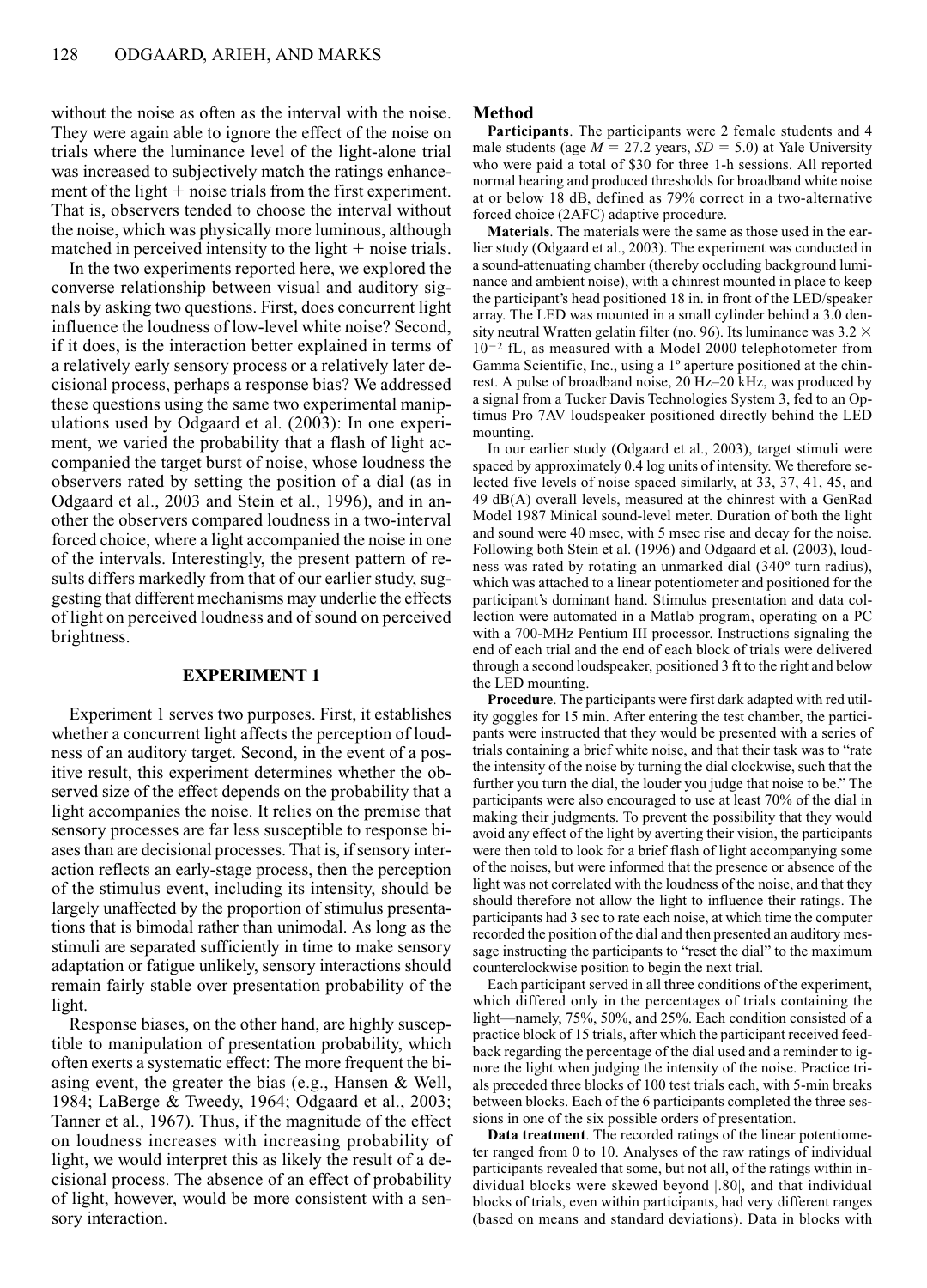without the noise as often as the interval with the noise. They were again able to ignore the effect of the noise on trials where the luminance level of the light-alone trial was increased to subjectively match the ratings enhancement of the light + noise trials from the first experiment. That is, observers tended to choose the interval without the noise, which was physically more luminous, although matched in perceived intensity to the light + noise trials.

In the two experiments reported here, we explored the converse relationship between visual and auditory signals by asking two questions. First, does concurrent light influence the loudness of low-level white noise? Second, if it does, is the interaction better explained in terms of a relatively early sensory process or a relatively later decisional process, perhaps a response bias? We addressed these questions using the same two experimental manipulations used by Odgaard et al. (2003): In one experiment, we varied the probability that a flash of light accompanied the target burst of noise, whose loudness the observers rated by setting the position of a dial (as in Odgaard et al., 2003 and Stein et al., 1996), and in another the observers compared loudness in a two-interval forced choice, where a light accompanied the noise in one of the intervals. Interestingly, the present pattern of results differs markedly from that of our earlier study, suggesting that different mechanisms may underlie the effects of light on perceived loudness and of sound on perceived brightness.

## EXPERIMENT 1

Experiment 1 serves two purposes. First, it establishes whether a concurrent light affects the perception of loudness of an auditory target. Second, in the event of a positive result, this experiment determines whether the observed size of the effect depends on the probability that a light accompanies the noise. It relies on the premise that sensory processes are far less susceptible to response biases than are decisional processes. That is, if sensory interaction reflects an early-stage process, then the perception of the stimulus event, including its intensity, should be largely unaffected by the proportion of stimulus presentations that is bimodal rather than unimodal. As long as the stimuli are separated sufficiently in time to make sensory adaptation or fatigue unlikely, sensory interactions should remain fairly stable over presentation probability of the light.

Response biases, on the other hand, are highly susceptible to manipulation of presentation probability, which often exerts a systematic effect: The more frequent the biasing event, the greater the bias (e.g., Hansen & Well, 1984; LaBerge & Tweedy, 1964; Odgaard et al., 2003; Tanner et al., 1967). Thus, if the magnitude of the effect on loudness increases with increasing probability of light, we would interpret this as likely the result of a decisional process. The absence of an effect of probability of light, however, would be more consistent with a sensory interaction.

### Method

**Participants**. The participants were 2 female students and 4 male students (age $M = 27.2$ years, $SD = 5.0$) at Yale University who were paid a total of $30 for three 1-h sessions. All reported normal hearing and produced thresholds for broadband white noise at or below 18 dB, defined as 79% correct in a two-alternative forced choice (2AFC) adaptive procedure.

**Materials**. The materials were the same as those used in the earlier study (Odgaard et al., 2003). The experiment was conducted in a sound-attenuating chamber (thereby occluding background luminance and ambient noise), with a chinrest mounted in place to keep the participant's head positioned 18 in. in front of the LED/speaker array. The LED was mounted in a small cylinder behind a 3.0 density neutral Wratten gelatin filter (no. 96). Its luminance was $3.2 \times 10^{-2}$ fL, as measured with a Model 2000 telephotometer from Gamma Scientific, Inc., using a 1º aperture positioned at the chinrest. A pulse of broadband noise, 20 Hz–20 kHz, was produced by a signal from a Tucker Davis Technologies System 3, fed to an Optimus Pro 7AV loudspeaker positioned directly behind the LED mounting.

In our earlier study (Odgaard et al., 2003), target stimuli were spaced by approximately 0.4 log units of intensity. We therefore selected five levels of noise spaced similarly, at 33, 37, 41, 45, and 49 dB(A) overall levels, measured at the chinrest with a GenRad Model 1987 Minical sound-level meter. Duration of both the light and sound were 40 msec, with 5 msec rise and decay for the noise. Following both Stein et al. (1996) and Odgaard et al. (2003), loudness was rated by rotating an unmarked dial (340º turn radius), which was attached to a linear potentiometer and positioned for the participant's dominant hand. Stimulus presentation and data collection were automated in a Matlab program, operating on a PC with a 700-MHz Pentium III processor. Instructions signaling the end of each trial and the end of each block of trials were delivered through a second loudspeaker, positioned 3 ft to the right and below the LED mounting.

**Procedure**. The participants were first dark adapted with red utility goggles for 15 min. After entering the test chamber, the participants were instructed that they would be presented with a series of trials containing a brief white noise, and that their task was to "rate the intensity of the noise by turning the dial clockwise, such that the further you turn the dial, the louder you judge that noise to be." The participants were also encouraged to use at least 70% of the dial in making their judgments. To prevent the possibility that they would avoid any effect of the light by averting their vision, the participants were then told to look for a brief flash of light accompanying some of the noises, but were informed that the presence or absence of the light was not correlated with the loudness of the noise, and that they should therefore not allow the light to influence their ratings. The participants had 3 sec to rate each noise, at which time the computer recorded the position of the dial and then presented an auditory message instructing the participants to "reset the dial" to the maximum counterclockwise position to begin the next trial.

Each participant served in all three conditions of the experiment, which differed only in the percentages of trials containing the light—namely, 75%, 50%, and 25%. Each condition consisted of a practice block of 15 trials, after which the participant received feedback regarding the percentage of the dial used and a reminder to ignore the light when judging the intensity of the noise. Practice trials preceded three blocks of 100 test trials each, with 5-min breaks between blocks. Each of the 6 participants completed the three sessions in one of the six possible orders of presentation.

**Data treatment**. The recorded ratings of the linear potentiometer ranged from 0 to 10. Analyses of the raw ratings of individual participants revealed that some, but not all, of the ratings within individual blocks were skewed beyond |.80|, and that individual blocks of trials, even within participants, had very different ranges (based on means and standard deviations). Data in blocks with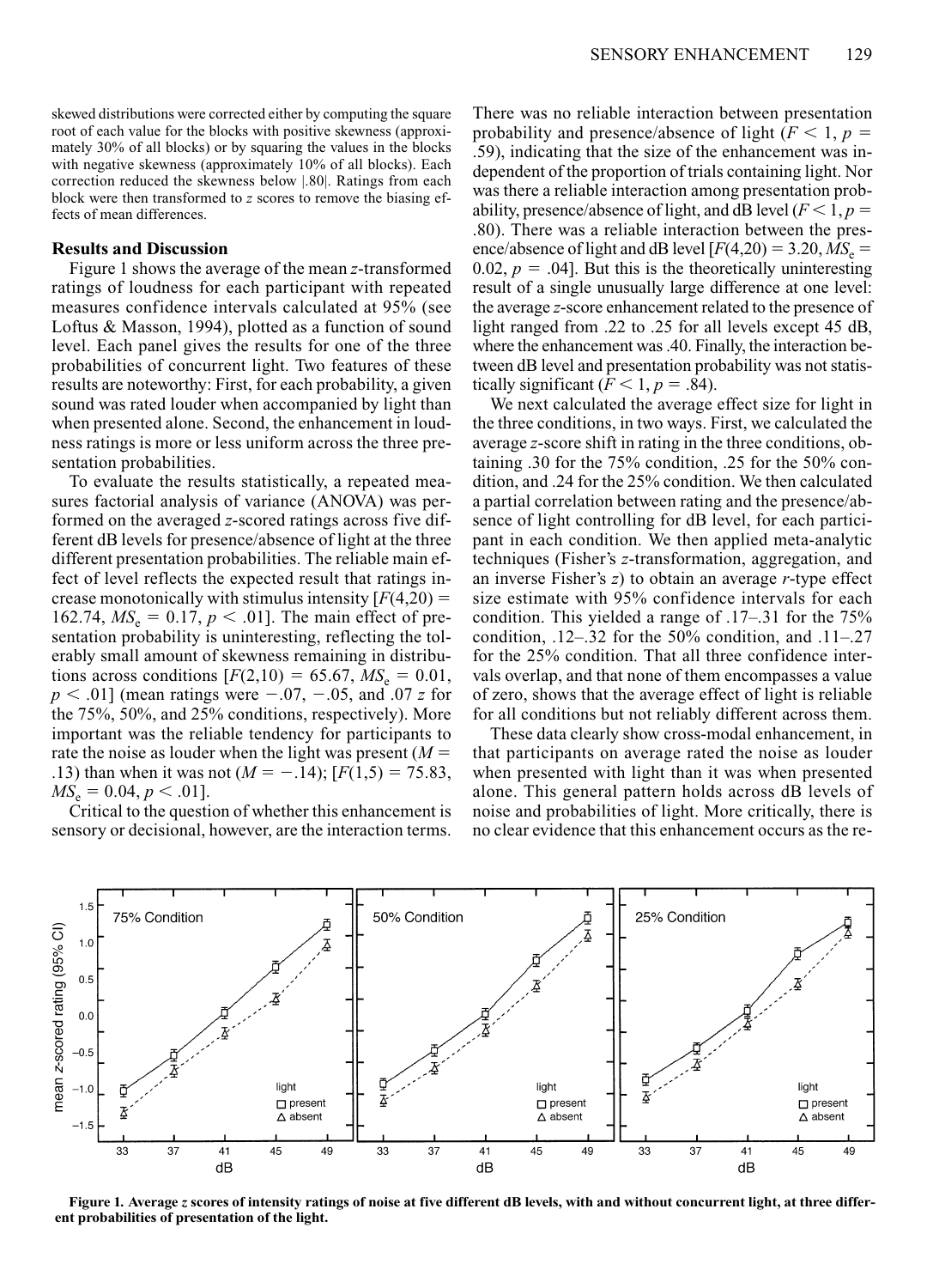skewed distributions were corrected either by computing the square root of each value for the blocks with positive skewness (approximately 30% of all blocks) or by squaring the values in the blocks with negative skewness (approximately 10% of all blocks). Each correction reduced the skewness below |.80|. Ratings from each block were then transformed to *z* scores to remove the biasing effects of mean differences.

### Results and Discussion

Figure 1 shows the average of the mean *z*-transformed ratings of loudness for each participant with repeated measures confidence intervals calculated at 95% (see Loftus & Masson, 1994), plotted as a function of sound level. Each panel gives the results for one of the three probabilities of concurrent light. Two features of these results are noteworthy: First, for each probability, a given sound was rated louder when accompanied by light than when presented alone. Second, the enhancement in loudness ratings is more or less uniform across the three presentation probabilities.

To evaluate the results statistically, a repeated measures factorial analysis of variance (ANOVA) was performed on the averaged *z*-scored ratings across five different dB levels for presence/absence of light at the three different presentation probabilities. The reliable main effect of level reflects the expected result that ratings increase monotonically with stimulus intensity [$F(4,20) = 162.74$, $MS_e = 0.17$, $p < .01$]. The main effect of presentation probability is uninteresting, reflecting the tolerably small amount of skewness remaining in distributions across conditions [$F(2,10) = 65.67$, $MS_e = 0.01$, $p < .01$] (mean ratings were −.07, −.05, and .07 *z* for the 75%, 50%, and 25% conditions, respectively). More important was the reliable tendency for participants to rate the noise as louder when the light was present ($M = .13$) than when it was not ($M = -.14$); [$F(1,5) = 75.83$, $MS_e = 0.04$, $p < .01$].

Critical to the question of whether this enhancement is sensory or decisional, however, are the interaction terms. There was no reliable interaction between presentation probability and presence/absence of light ($F < 1$, $p = .59$), indicating that the size of the enhancement was independent of the proportion of trials containing light. Nor was there a reliable interaction among presentation probability, presence/absence of light, and dB level ($F < 1$, $p = .80$). There was a reliable interaction between the presence/absence of light and dB level [$F(4,20) = 3.20$, $MS_e = 0.02$, $p = .04$]. But this is the theoretically uninteresting result of a single unusually large difference at one level: the average *z*-score enhancement related to the presence of light ranged from .22 to .25 for all levels except 45 dB, where the enhancement was .40. Finally, the interaction between dB level and presentation probability was not statistically significant ($F < 1$, $p = .84$).

We next calculated the average effect size for light in the three conditions, in two ways. First, we calculated the average *z*-score shift in rating in the three conditions, obtaining .30 for the 75% condition, .25 for the 50% condition, and .24 for the 25% condition. We then calculated a partial correlation between rating and the presence/absence of light controlling for dB level, for each participant in each condition. We then applied meta-analytic techniques (Fisher's *z*-transformation, aggregation, and an inverse Fisher's *z*) to obtain an average *r*-type effect size estimate with 95% confidence intervals for each condition. This yielded a range of .17–.31 for the 75% condition, .12–.32 for the 50% condition, and .11–.27 for the 25% condition. That all three confidence intervals overlap, and that none of them encompasses a value of zero, shows that the average effect of light is reliable for all conditions but not reliably different across them.

These data clearly show cross-modal enhancement, in that participants on average rated the noise as louder when presented with light than it was when presented alone. This general pattern holds across dB levels of noise and probabilities of light. More critically, there is no clear evidence that this enhancement occurs as the re-

**Figure 1. Average *z* scores of intensity ratings of noise at five different dB levels, with and without concurrent light, at three different probabilities of presentation of the light.**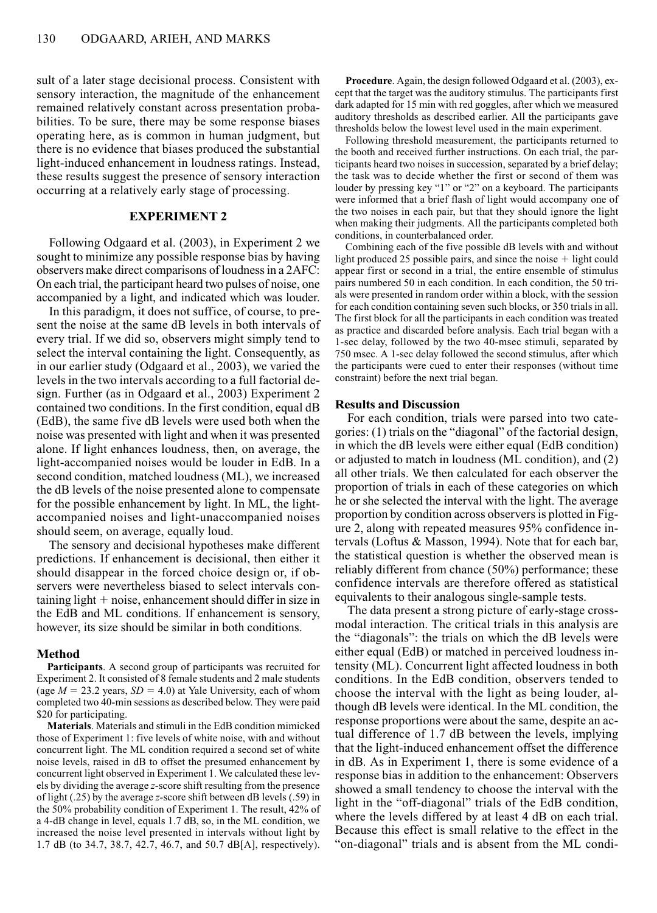sult of a later stage decisional process. Consistent with sensory interaction, the magnitude of the enhancement remained relatively constant across presentation probabilities. To be sure, there may be some response biases operating here, as is common in human judgment, but there is no evidence that biases produced the substantial light-induced enhancement in loudness ratings. Instead, these results suggest the presence of sensory interaction occurring at a relatively early stage of processing.

## EXPERIMENT 2

Following Odgaard et al. (2003), in Experiment 2 we sought to minimize any possible response bias by having observers make direct comparisons of loudness in a 2AFC: On each trial, the participant heard two pulses of noise, one accompanied by a light, and indicated which was louder.

In this paradigm, it does not suffice, of course, to present the noise at the same dB levels in both intervals of every trial. If we did so, observers might simply tend to select the interval containing the light. Consequently, as in our earlier study (Odgaard et al., 2003), we varied the levels in the two intervals according to a full factorial design. Further (as in Odgaard et al., 2003) Experiment 2 contained two conditions. In the first condition, equal dB (EdB), the same five dB levels were used both when the noise was presented with light and when it was presented alone. If light enhances loudness, then, on average, the light-accompanied noises would be louder in EdB. In a second condition, matched loudness (ML), we increased the dB levels of the noise presented alone to compensate for the possible enhancement by light. In ML, the light-accompanied noises and light-unaccompanied noises should seem, on average, equally loud.

The sensory and decisional hypotheses make different predictions. If enhancement is decisional, then either it should disappear in the forced choice design or, if observers were nevertheless biased to select intervals containing light + noise, enhancement should differ in size in the EdB and ML conditions. If enhancement is sensory, however, its size should be similar in both conditions.

### Method

**Participants**. A second group of participants was recruited for Experiment 2. It consisted of 8 female students and 2 male students (age $M$ = 23.2 years, $SD$ = 4.0) at Yale University, each of whom completed two 40-min sessions as described below. They were paid $20 for participating.

**Materials**. Materials and stimuli in the EdB condition mimicked those of Experiment 1: five levels of white noise, with and without concurrent light. The ML condition required a second set of white noise levels, raised in dB to offset the presumed enhancement by concurrent light observed in Experiment 1. We calculated these levels by dividing the average $z$-score shift resulting from the presence of light (.25) by the average $z$-score shift between dB levels (.59) in the 50% probability condition of Experiment 1. The result, 42% of a 4-dB change in level, equals 1.7 dB, so, in the ML condition, we increased the noise level presented in intervals without light by 1.7 dB (to 34.7, 38.7, 42.7, 46.7, and 50.7 dB[A], respectively).

**Procedure**. Again, the design followed Odgaard et al. (2003), except that the target was the auditory stimulus. The participants first dark adapted for 15 min with red goggles, after which we measured auditory thresholds as described earlier. All the participants gave thresholds below the lowest level used in the main experiment.

Following threshold measurement, the participants returned to the booth and received further instructions. On each trial, the participants heard two noises in succession, separated by a brief delay; the task was to decide whether the first or second of them was louder by pressing key "1" or "2" on a keyboard. The participants were informed that a brief flash of light would accompany one of the two noises in each pair, but that they should ignore the light when making their judgments. All the participants completed both conditions, in counterbalanced order.

Combining each of the five possible dB levels with and without light produced 25 possible pairs, and since the noise + light could appear first or second in a trial, the entire ensemble of stimulus pairs numbered 50 in each condition. In each condition, the 50 trials were presented in random order within a block, with the session for each condition containing seven such blocks, or 350 trials in all. The first block for all the participants in each condition was treated as practice and discarded before analysis. Each trial began with a 1-sec delay, followed by the two 40-msec stimuli, separated by 750 msec. A 1-sec delay followed the second stimulus, after which the participants were cued to enter their responses (without time constraint) before the next trial began.

### Results and Discussion

For each condition, trials were parsed into two categories: (1) trials on the "diagonal" of the factorial design, in which the dB levels were either equal (EdB condition) or adjusted to match in loudness (ML condition), and (2) all other trials. We then calculated for each observer the proportion of trials in each of these categories on which he or she selected the interval with the light. The average proportion by condition across observers is plotted in Figure 2, along with repeated measures 95% confidence intervals (Loftus & Masson, 1994). Note that for each bar, the statistical question is whether the observed mean is reliably different from chance (50%) performance; these confidence intervals are therefore offered as statistical equivalents to their analogous single-sample tests.

The data present a strong picture of early-stage cross-modal interaction. The critical trials in this analysis are the "diagonals": the trials on which the dB levels were either equal (EdB) or matched in perceived loudness intensity (ML). Concurrent light affected loudness in both conditions. In the EdB condition, observers tended to choose the interval with the light as being louder, although dB levels were identical. In the ML condition, the response proportions were about the same, despite an actual difference of 1.7 dB between the levels, implying that the light-induced enhancement offset the difference in dB. As in Experiment 1, there is some evidence of a response bias in addition to the enhancement: Observers showed a small tendency to choose the interval with the light in the "off-diagonal" trials of the EdB condition, where the levels differed by at least 4 dB on each trial. Because this effect is small relative to the effect in the "on-diagonal" trials and is absent from the ML condi-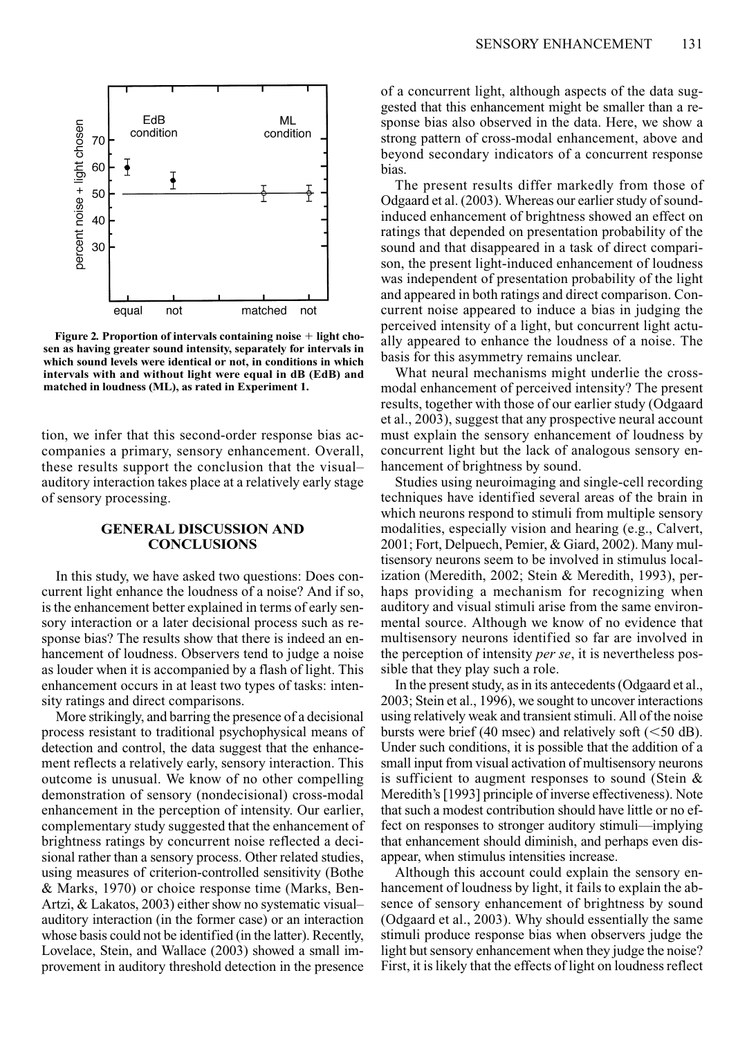Figure 2. Proportion of intervals containing noise + light chosen as having greater sound intensity, separately for intervals in which sound levels were identical or not, in conditions in which intervals with and without light were equal in dB (EdB) and matched in loudness (ML), as rated in Experiment 1.

tion, we infer that this second-order response bias accompanies a primary, sensory enhancement. Overall, these results support the conclusion that the visual–auditory interaction takes place at a relatively early stage of sensory processing.

## GENERAL DISCUSSION AND CONCLUSIONS

In this study, we have asked two questions: Does concurrent light enhance the loudness of a noise? And if so, is the enhancement better explained in terms of early sensory interaction or a later decisional process such as response bias? The results show that there is indeed an enhancement of loudness. Observers tend to judge a noise as louder when it is accompanied by a flash of light. This enhancement occurs in at least two types of tasks: intensity ratings and direct comparisons.

More strikingly, and barring the presence of a decisional process resistant to traditional psychophysical means of detection and control, the data suggest that the enhancement reflects a relatively early, sensory interaction. This outcome is unusual. We know of no other compelling demonstration of sensory (nondecisional) cross-modal enhancement in the perception of intensity. Our earlier, complementary study suggested that the enhancement of brightness ratings by concurrent noise reflected a decisional rather than a sensory process. Other related studies, using measures of criterion-controlled sensitivity (Bothe & Marks, 1970) or choice response time (Marks, Ben-Artzi, & Lakatos, 2003) either show no systematic visual–auditory interaction (in the former case) or an interaction whose basis could not be identified (in the latter). Recently, Lovelace, Stein, and Wallace (2003) showed a small improvement in auditory threshold detection in the presence of a concurrent light, although aspects of the data suggested that this enhancement might be smaller than a response bias also observed in the data. Here, we show a strong pattern of cross-modal enhancement, above and beyond secondary indicators of a concurrent response bias.

The present results differ markedly from those of Odgaard et al. (2003). Whereas our earlier study of sound-induced enhancement of brightness showed an effect on ratings that depended on presentation probability of the sound and that disappeared in a task of direct comparison, the present light-induced enhancement of loudness was independent of presentation probability of the light and appeared in both ratings and direct comparison. Concurrent noise appeared to induce a bias in judging the perceived intensity of a light, but concurrent light actually appeared to enhance the loudness of a noise. The basis for this asymmetry remains unclear.

What neural mechanisms might underlie the cross-modal enhancement of perceived intensity? The present results, together with those of our earlier study (Odgaard et al., 2003), suggest that any prospective neural account must explain the sensory enhancement of loudness by concurrent light but the lack of analogous sensory enhancement of brightness by sound.

Studies using neuroimaging and single-cell recording techniques have identified several areas of the brain in which neurons respond to stimuli from multiple sensory modalities, especially vision and hearing (e.g., Calvert, 2001; Fort, Delpuech, Pernier, & Giard, 2002). Many multisensory neurons seem to be involved in stimulus localization (Meredith, 2002; Stein & Meredith, 1993), perhaps providing a mechanism for recognizing when auditory and visual stimuli arise from the same environmental source. Although we know of no evidence that multisensory neurons identified so far are involved in the perception of intensity *per se*, it is nevertheless possible that they play such a role.

In the present study, as in its antecedents (Odgaard et al., 2003; Stein et al., 1996), we sought to uncover interactions using relatively weak and transient stimuli. All of the noise bursts were brief (40 msec) and relatively soft (<50 dB). Under such conditions, it is possible that the addition of a small input from visual activation of multisensory neurons is sufficient to augment responses to sound (Stein & Meredith's [1993] principle of inverse effectiveness). Note that such a modest contribution should have little or no effect on responses to stronger auditory stimuli—implying that enhancement should diminish, and perhaps even disappear, when stimulus intensities increase.

Although this account could explain the sensory enhancement of loudness by light, it fails to explain the absence of sensory enhancement of brightness by sound (Odgaard et al., 2003). Why should essentially the same stimuli produce response bias when observers judge the light but sensory enhancement when they judge the noise? First, it is likely that the effects of light on loudness reflect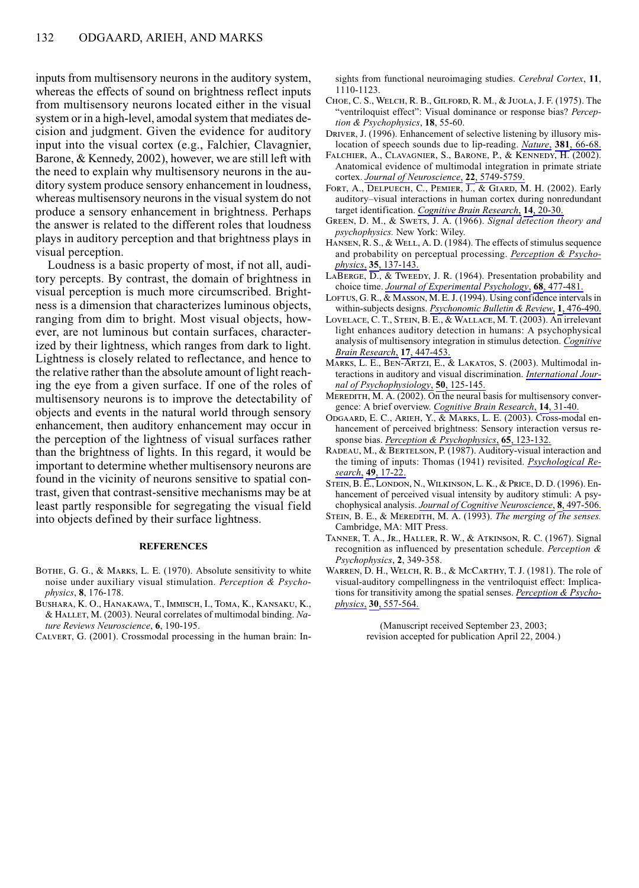inputs from multisensory neurons in the auditory system, whereas the effects of sound on brightness reflect inputs from multisensory neurons located either in the visual system or in a high-level, amodal system that mediates decision and judgment. Given the evidence for auditory input into the visual cortex (e.g., Falchier, Clavagnier, Barone, & Kennedy, 2002), however, we are still left with the need to explain why multisensory neurons in the auditory system produce sensory enhancement in loudness, whereas multisensory neurons in the visual system do not produce a sensory enhancement in brightness. Perhaps the answer is related to the different roles that loudness plays in auditory perception and that brightness plays in visual perception.

Loudness is a basic property of most, if not all, auditory percepts. By contrast, the domain of brightness in visual perception is much more circumscribed. Brightness is a dimension that characterizes luminous objects, ranging from dim to bright. Most visual objects, however, are not luminous but contain surfaces, characterized by their lightness, which ranges from dark to light. Lightness is closely related to reflectance, and hence to the relative rather than the absolute amount of light reaching the eye from a given surface. If one of the roles of multisensory neurons is to improve the detectability of objects and events in the natural world through sensory enhancement, then auditory enhancement may occur in the perception of the lightness of visual surfaces rather than the brightness of lights. In this regard, it would be important to determine whether multisensory neurons are found in the vicinity of neurons sensitive to spatial contrast, given that contrast-sensitive mechanisms may be at least partly responsible for segregating the visual field into objects defined by their surface lightness.

## REFERENCES

Bothe, G. G., & Marks, L. E. (1970). Absolute sensitivity to white noise under auxiliary visual stimulation. *Perception & Psychophysics*, **8**, 176-178.

Bushara, K. O., Hanakawa, T., Immisch, I., Toma, K., Kansaku, K., & Hallet, M. (2003). Neural correlates of crossmodal binding. *Nature Reviews Neuroscience*, **6**, 190-195.

Calvert, G. (2001). Crossmodal processing in the human brain: Insights from functional neuroimaging studies. *Cerebral Cortex*, **11**, 1110-1123.

Choe, C. S., Welch, R. B., Gilford, R. M., & Juola, J. F. (1975). The "ventriloquist effect": Visual dominance or response bias? *Perception & Psychophysics*, **18**, 55-60.

Driver, J. (1996). Enhancement of selective listening by illusory mislocation of speech sounds due to lip-reading. *Nature*, **381**, 66-68.

Falchier, A., Clavagnier, S., Barone, P., & Kennedy, H. (2002). Anatomical evidence of multimodal integration in primate striate cortex. *Journal of Neuroscience*, **22**, 5749-5759.

Fort, A., Delpuech, C., Pemier, J., & Giard, M. H. (2002). Early auditory–visual interactions in human cortex during nonredundant target identification. *Cognitive Brain Research*, **14**, 20-30.

Green, D. M., & Swets, J. A. (1966). *Signal detection theory and psychophysics.* New York: Wiley.

Hansen, R. S., & Well, A. D. (1984). The effects of stimulus sequence and probability on perceptual processing. *Perception & Psychophysics*, **35**, 137-143.

LaBerge, D., & Tweedy, J. R. (1964). Presentation probability and choice time. *Journal of Experimental Psychology*, **68**, 477-481.

Loftus, G. R., & Masson, M. E. J. (1994). Using confidence intervals in within-subjects designs. *Psychonomic Bulletin & Review*, **1**, 476-490.

Lovelace, C. T., Stein, B. E., & Wallace, M. T. (2003). An irrelevant light enhances auditory detection in humans: A psychophysical analysis of multisensory integration in stimulus detection. *Cognitive Brain Research*, **17**, 447-453.

Marks, L. E., Ben-Artzi, E., & Lakatos, S. (2003). Multimodal interactions in auditory and visual discrimination. *International Journal of Psychophysiology*, **50**, 125-145.

Meredith, M. A. (2002). On the neural basis for multisensory convergence: A brief overview. *Cognitive Brain Research*, **14**, 31-40.

Odgaard, E. C., Arieh, Y., & Marks, L. E. (2003). Cross-modal enhancement of perceived brightness: Sensory interaction versus response bias. *Perception & Psychophysics*, **65**, 123-132.

Radeau, M., & Bertelson, P. (1987). Auditory-visual interaction and the timing of inputs: Thomas (1941) revisited. *Psychological Research*, **49**, 17-22.

Stein, B. E., London, N., Wilkinson, L. K., & Price, D. D. (1996). Enhancement of perceived visual intensity by auditory stimuli: A psychophysical analysis. *Journal of Cognitive Neuroscience*, **8**, 497-506.

Stein, B. E., & Meredith, M. A. (1993). *The merging of the senses.* Cambridge, MA: MIT Press.

Tanner, T. A., Jr., Haller, R. W., & Atkinson, R. C. (1967). Signal recognition as influenced by presentation schedule. *Perception & Psychophysics*, **2**, 349-358.

Warren, D. H., Welch, R. B., & McCarthy, T. J. (1981). The role of visual-auditory compellingness in the ventriloquist effect: Implications for transitivity among the spatial senses. *Perception & Psychophysics*, **30**, 557-564.

(Manuscript received September 23, 2003;
revision accepted for publication April 22, 2004.)